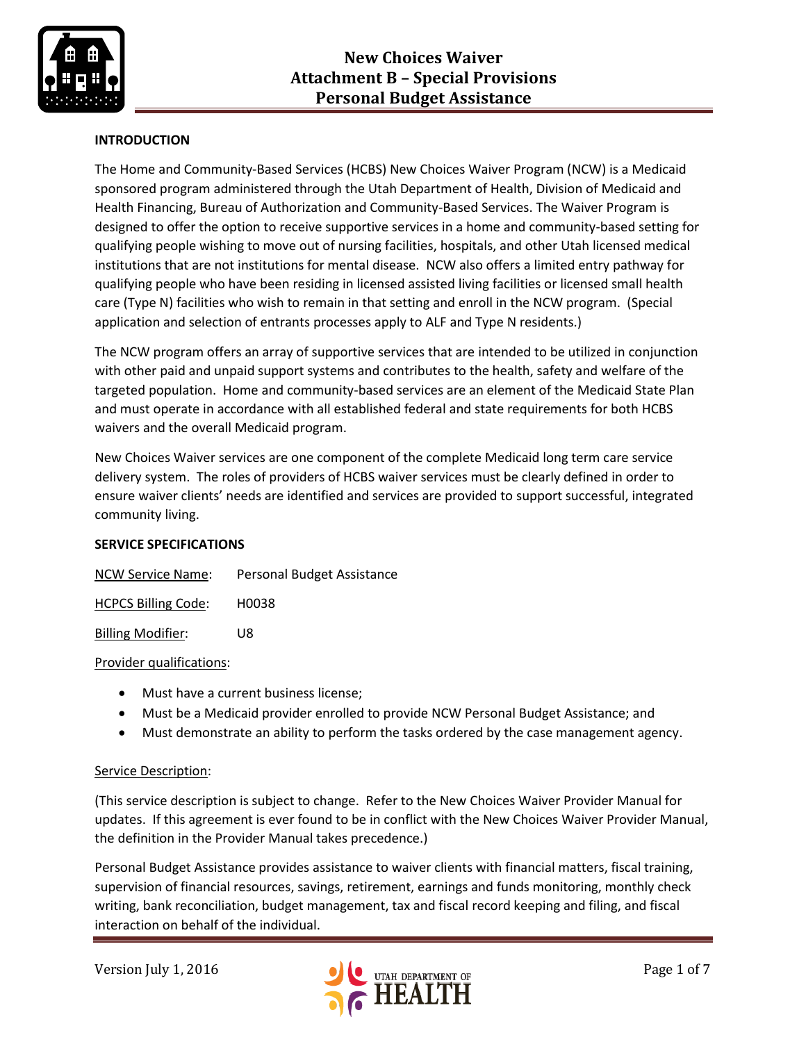# New Choices Waiver
# Attachment B – Special Provisions
# Personal Budget Assistance

**INTRODUCTION**

The Home and Community-Based Services (HCBS) New Choices Waiver Program (NCW) is a Medicaid sponsored program administered through the Utah Department of Health, Division of Medicaid and Health Financing, Bureau of Authorization and Community-Based Services. The Waiver Program is designed to offer the option to receive supportive services in a home and community-based setting for qualifying people wishing to move out of nursing facilities, hospitals, and other Utah licensed medical institutions that are not institutions for mental disease. NCW also offers a limited entry pathway for qualifying people who have been residing in licensed assisted living facilities or licensed small health care (Type N) facilities who wish to remain in that setting and enroll in the NCW program. (Special application and selection of entrants processes apply to ALF and Type N residents.)

The NCW program offers an array of supportive services that are intended to be utilized in conjunction with other paid and unpaid support systems and contributes to the health, safety and welfare of the targeted population. Home and community-based services are an element of the Medicaid State Plan and must operate in accordance with all established federal and state requirements for both HCBS waivers and the overall Medicaid program.

New Choices Waiver services are one component of the complete Medicaid long term care service delivery system. The roles of providers of HCBS waiver services must be clearly defined in order to ensure waiver clients' needs are identified and services are provided to support successful, integrated community living.

**SERVICE SPECIFICATIONS**

NCW Service Name: Personal Budget Assistance

HCPCS Billing Code: H0038

Billing Modifier: U8

Provider qualifications:

- Must have a current business license;
- Must be a Medicaid provider enrolled to provide NCW Personal Budget Assistance; and
- Must demonstrate an ability to perform the tasks ordered by the case management agency.

Service Description:

(This service description is subject to change. Refer to the New Choices Waiver Provider Manual for updates. If this agreement is ever found to be in conflict with the New Choices Waiver Provider Manual, the definition in the Provider Manual takes precedence.)

Personal Budget Assistance provides assistance to waiver clients with financial matters, fiscal training, supervision of financial resources, savings, retirement, earnings and funds monitoring, monthly check writing, bank reconciliation, budget management, tax and fiscal record keeping and filing, and fiscal interaction on behalf of the individual.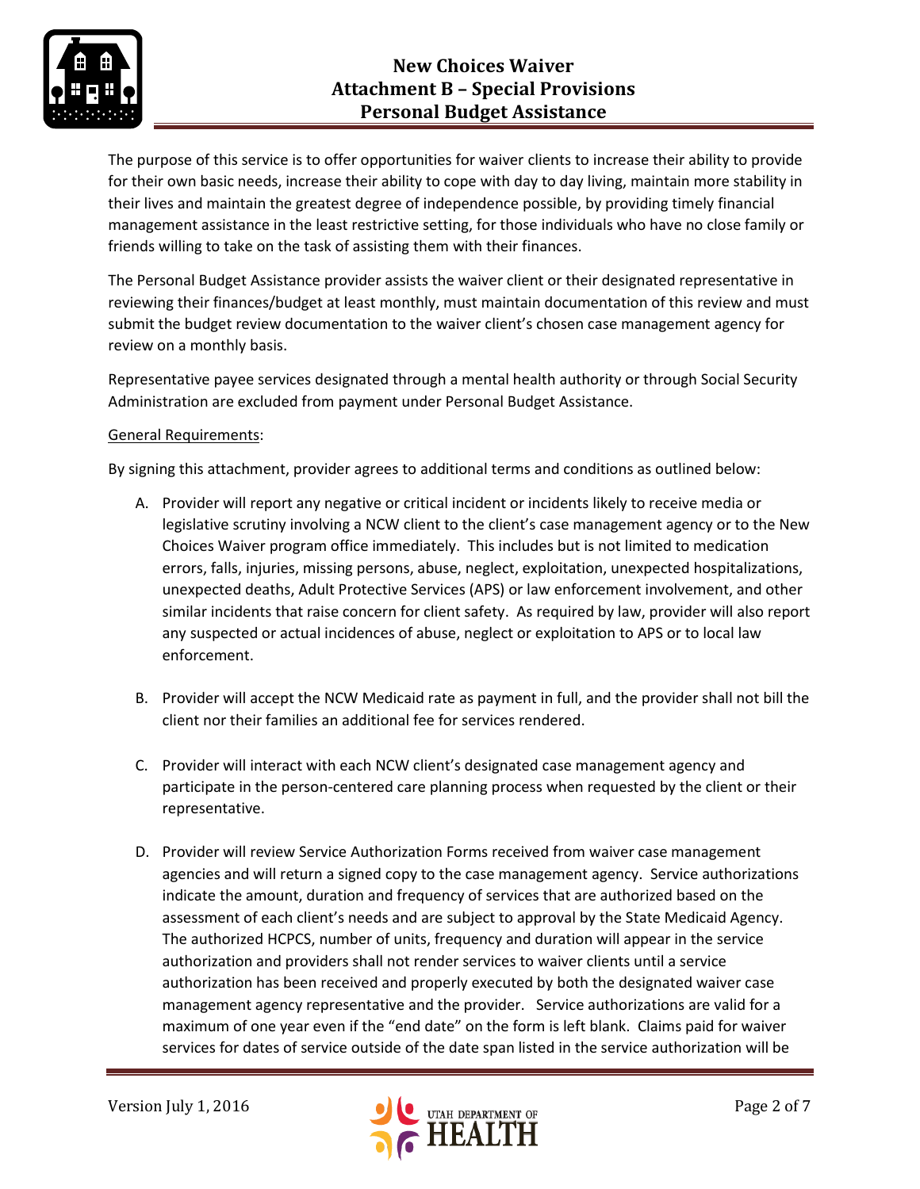The purpose of this service is to offer opportunities for waiver clients to increase their ability to provide for their own basic needs, increase their ability to cope with day to day living, maintain more stability in their lives and maintain the greatest degree of independence possible, by providing timely financial management assistance in the least restrictive setting, for those individuals who have no close family or friends willing to take on the task of assisting them with their finances.

The Personal Budget Assistance provider assists the waiver client or their designated representative in reviewing their finances/budget at least monthly, must maintain documentation of this review and must submit the budget review documentation to the waiver client's chosen case management agency for review on a monthly basis.

Representative payee services designated through a mental health authority or through Social Security Administration are excluded from payment under Personal Budget Assistance.

General Requirements:

By signing this attachment, provider agrees to additional terms and conditions as outlined below:

A. Provider will report any negative or critical incident or incidents likely to receive media or legislative scrutiny involving a NCW client to the client's case management agency or to the New Choices Waiver program office immediately. This includes but is not limited to medication errors, falls, injuries, missing persons, abuse, neglect, exploitation, unexpected hospitalizations, unexpected deaths, Adult Protective Services (APS) or law enforcement involvement, and other similar incidents that raise concern for client safety. As required by law, provider will also report any suspected or actual incidences of abuse, neglect or exploitation to APS or to local law enforcement.

B. Provider will accept the NCW Medicaid rate as payment in full, and the provider shall not bill the client nor their families an additional fee for services rendered.

C. Provider will interact with each NCW client's designated case management agency and participate in the person-centered care planning process when requested by the client or their representative.

D. Provider will review Service Authorization Forms received from waiver case management agencies and will return a signed copy to the case management agency. Service authorizations indicate the amount, duration and frequency of services that are authorized based on the assessment of each client's needs and are subject to approval by the State Medicaid Agency. The authorized HCPCS, number of units, frequency and duration will appear in the service authorization and providers shall not render services to waiver clients until a service authorization has been received and properly executed by both the designated waiver case management agency representative and the provider. Service authorizations are valid for a maximum of one year even if the "end date" on the form is left blank. Claims paid for waiver services for dates of service outside of the date span listed in the service authorization will be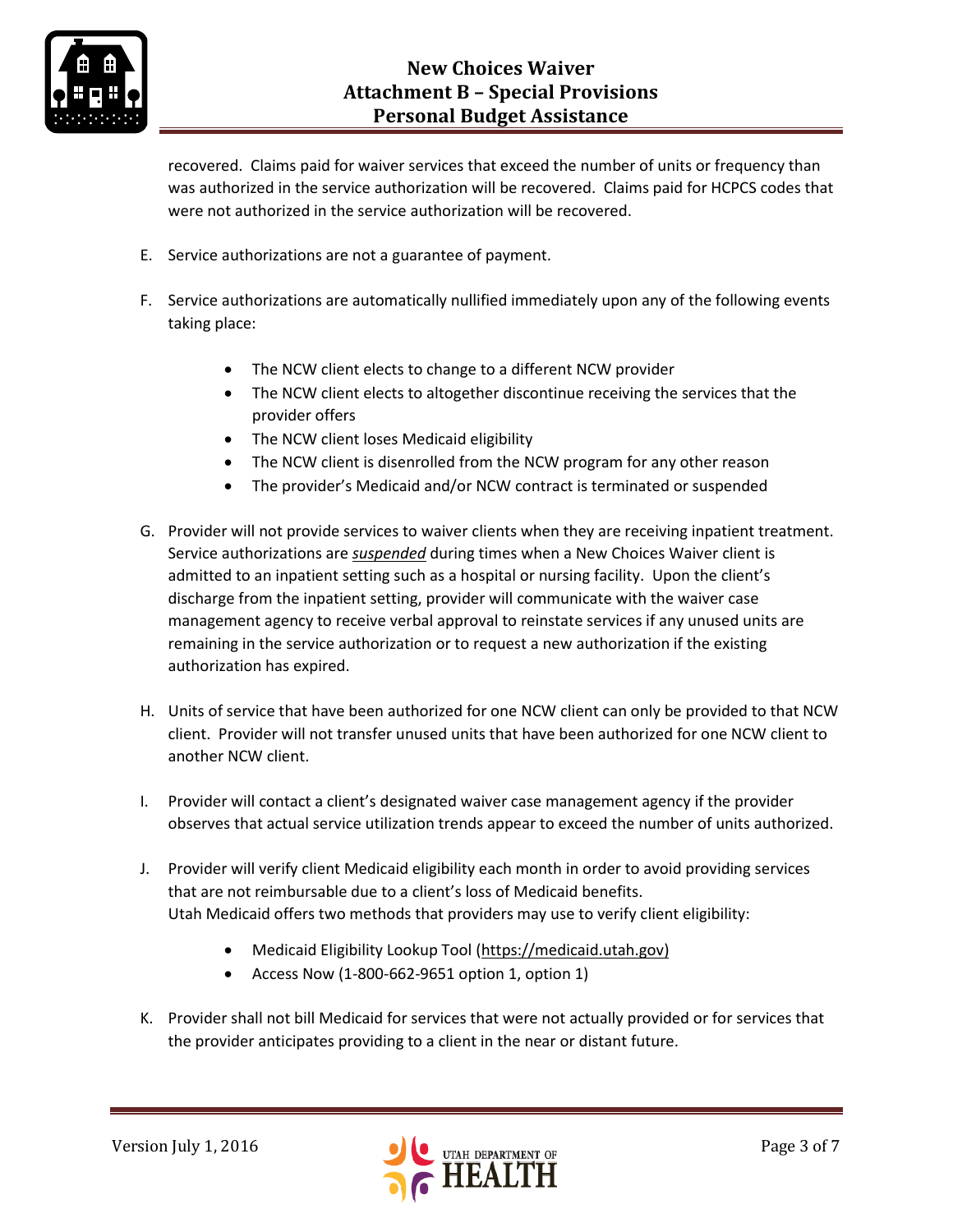recovered. Claims paid for waiver services that exceed the number of units or frequency than was authorized in the service authorization will be recovered. Claims paid for HCPCS codes that were not authorized in the service authorization will be recovered.

E. Service authorizations are not a guarantee of payment.

F. Service authorizations are automatically nullified immediately upon any of the following events taking place:

- The NCW client elects to change to a different NCW provider
- The NCW client elects to altogether discontinue receiving the services that the provider offers
- The NCW client loses Medicaid eligibility
- The NCW client is disenrolled from the NCW program for any other reason
- The provider's Medicaid and/or NCW contract is terminated or suspended

G. Provider will not provide services to waiver clients when they are receiving inpatient treatment. Service authorizations are ***suspended*** during times when a New Choices Waiver client is admitted to an inpatient setting such as a hospital or nursing facility. Upon the client's discharge from the inpatient setting, provider will communicate with the waiver case management agency to receive verbal approval to reinstate services if any unused units are remaining in the service authorization or to request a new authorization if the existing authorization has expired.

H. Units of service that have been authorized for one NCW client can only be provided to that NCW client. Provider will not transfer unused units that have been authorized for one NCW client to another NCW client.

I. Provider will contact a client's designated waiver case management agency if the provider observes that actual service utilization trends appear to exceed the number of units authorized.

J. Provider will verify client Medicaid eligibility each month in order to avoid providing services that are not reimbursable due to a client's loss of Medicaid benefits.
Utah Medicaid offers two methods that providers may use to verify client eligibility:

- Medicaid Eligibility Lookup Tool (https://medicaid.utah.gov)
- Access Now (1-800-662-9651 option 1, option 1)

K. Provider shall not bill Medicaid for services that were not actually provided or for services that the provider anticipates providing to a client in the near or distant future.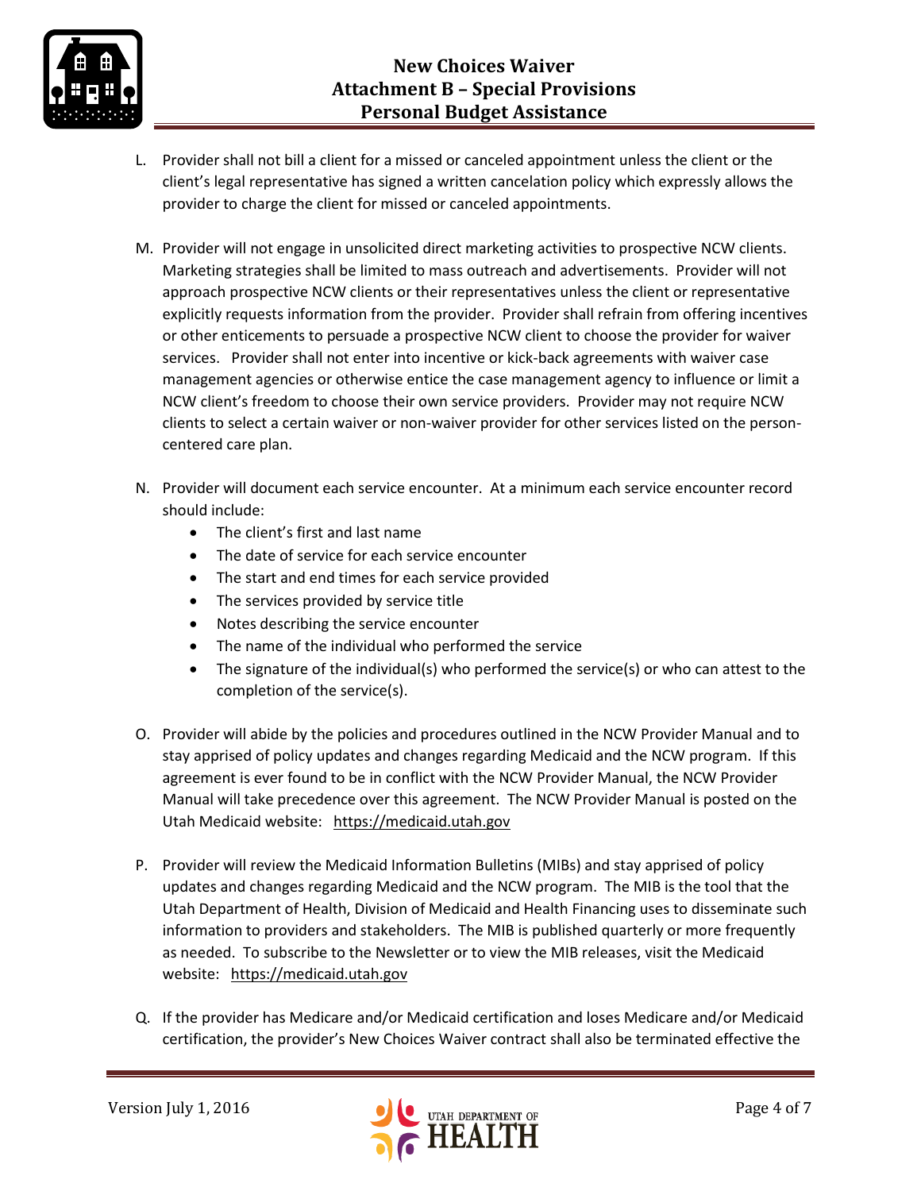L. Provider shall not bill a client for a missed or canceled appointment unless the client or the client's legal representative has signed a written cancelation policy which expressly allows the provider to charge the client for missed or canceled appointments.

M. Provider will not engage in unsolicited direct marketing activities to prospective NCW clients. Marketing strategies shall be limited to mass outreach and advertisements. Provider will not approach prospective NCW clients or their representatives unless the client or representative explicitly requests information from the provider. Provider shall refrain from offering incentives or other enticements to persuade a prospective NCW client to choose the provider for waiver services. Provider shall not enter into incentive or kick-back agreements with waiver case management agencies or otherwise entice the case management agency to influence or limit a NCW client's freedom to choose their own service providers. Provider may not require NCW clients to select a certain waiver or non-waiver provider for other services listed on the person-centered care plan.

N. Provider will document each service encounter. At a minimum each service encounter record should include:
   - The client's first and last name
   - The date of service for each service encounter
   - The start and end times for each service provided
   - The services provided by service title
   - Notes describing the service encounter
   - The name of the individual who performed the service
   - The signature of the individual(s) who performed the service(s) or who can attest to the completion of the service(s).

O. Provider will abide by the policies and procedures outlined in the NCW Provider Manual and to stay apprised of policy updates and changes regarding Medicaid and the NCW program. If this agreement is ever found to be in conflict with the NCW Provider Manual, the NCW Provider Manual will take precedence over this agreement. The NCW Provider Manual is posted on the Utah Medicaid website: https://medicaid.utah.gov

P. Provider will review the Medicaid Information Bulletins (MIBs) and stay apprised of policy updates and changes regarding Medicaid and the NCW program. The MIB is the tool that the Utah Department of Health, Division of Medicaid and Health Financing uses to disseminate such information to providers and stakeholders. The MIB is published quarterly or more frequently as needed. To subscribe to the Newsletter or to view the MIB releases, visit the Medicaid website: https://medicaid.utah.gov

Q. If the provider has Medicare and/or Medicaid certification and loses Medicare and/or Medicaid certification, the provider's New Choices Waiver contract shall also be terminated effective the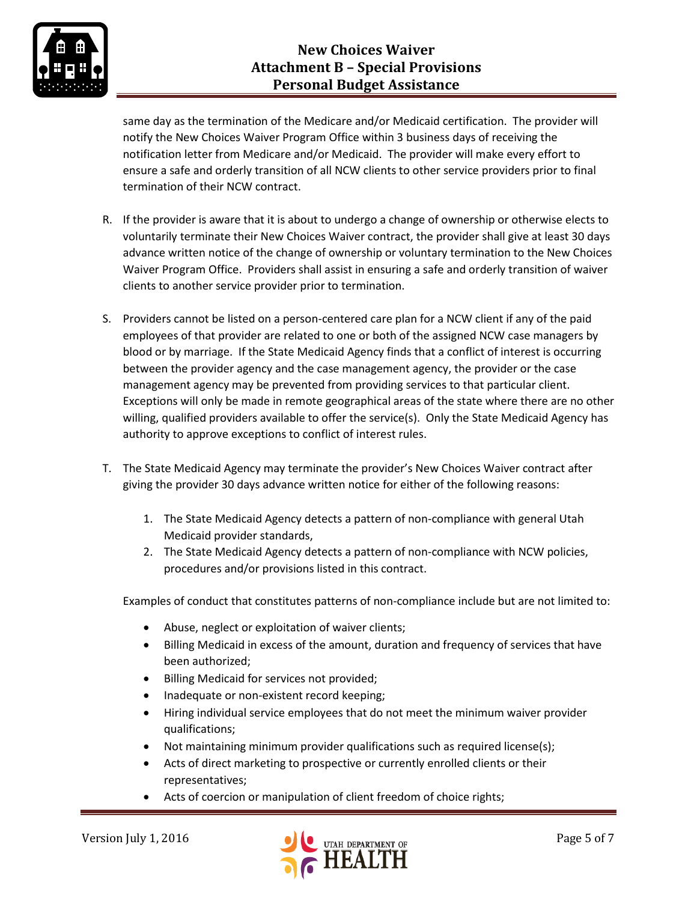same day as the termination of the Medicare and/or Medicaid certification. The provider will notify the New Choices Waiver Program Office within 3 business days of receiving the notification letter from Medicare and/or Medicaid. The provider will make every effort to ensure a safe and orderly transition of all NCW clients to other service providers prior to final termination of their NCW contract.

R. If the provider is aware that it is about to undergo a change of ownership or otherwise elects to voluntarily terminate their New Choices Waiver contract, the provider shall give at least 30 days advance written notice of the change of ownership or voluntary termination to the New Choices Waiver Program Office. Providers shall assist in ensuring a safe and orderly transition of waiver clients to another service provider prior to termination.

S. Providers cannot be listed on a person-centered care plan for a NCW client if any of the paid employees of that provider are related to one or both of the assigned NCW case managers by blood or by marriage. If the State Medicaid Agency finds that a conflict of interest is occurring between the provider agency and the case management agency, the provider or the case management agency may be prevented from providing services to that particular client. Exceptions will only be made in remote geographical areas of the state where there are no other willing, qualified providers available to offer the service(s). Only the State Medicaid Agency has authority to approve exceptions to conflict of interest rules.

T. The State Medicaid Agency may terminate the provider's New Choices Waiver contract after giving the provider 30 days advance written notice for either of the following reasons:

   1. The State Medicaid Agency detects a pattern of non-compliance with general Utah Medicaid provider standards,
   2. The State Medicaid Agency detects a pattern of non-compliance with NCW policies, procedures and/or provisions listed in this contract.

   Examples of conduct that constitutes patterns of non-compliance include but are not limited to:

   - Abuse, neglect or exploitation of waiver clients;
   - Billing Medicaid in excess of the amount, duration and frequency of services that have been authorized;
   - Billing Medicaid for services not provided;
   - Inadequate or non-existent record keeping;
   - Hiring individual service employees that do not meet the minimum waiver provider qualifications;
   - Not maintaining minimum provider qualifications such as required license(s);
   - Acts of direct marketing to prospective or currently enrolled clients or their representatives;
   - Acts of coercion or manipulation of client freedom of choice rights;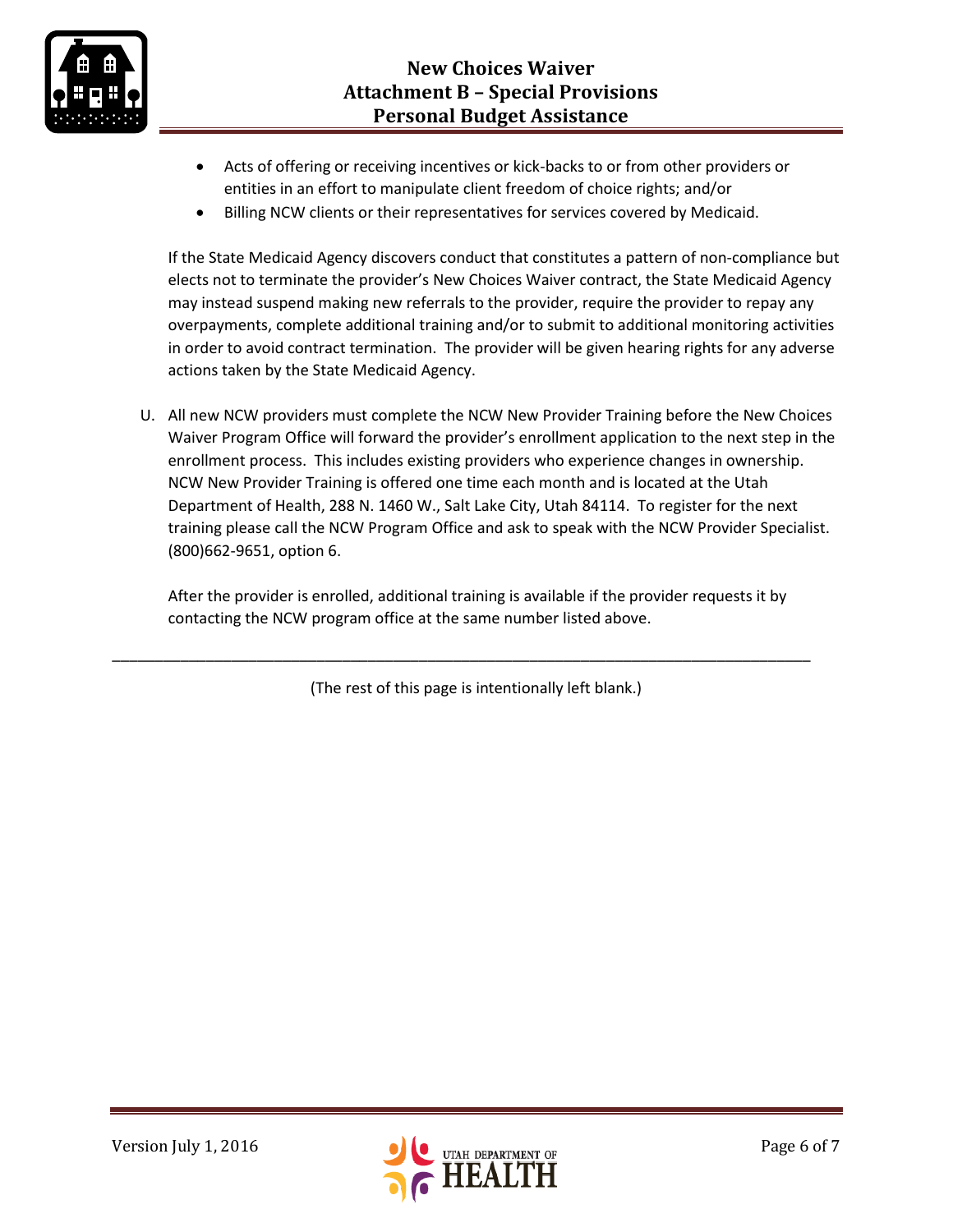- Acts of offering or receiving incentives or kick-backs to or from other providers or entities in an effort to manipulate client freedom of choice rights; and/or
- Billing NCW clients or their representatives for services covered by Medicaid.

If the State Medicaid Agency discovers conduct that constitutes a pattern of non-compliance but elects not to terminate the provider's New Choices Waiver contract, the State Medicaid Agency may instead suspend making new referrals to the provider, require the provider to repay any overpayments, complete additional training and/or to submit to additional monitoring activities in order to avoid contract termination. The provider will be given hearing rights for any adverse actions taken by the State Medicaid Agency.

U. All new NCW providers must complete the NCW New Provider Training before the New Choices Waiver Program Office will forward the provider's enrollment application to the next step in the enrollment process. This includes existing providers who experience changes in ownership. NCW New Provider Training is offered one time each month and is located at the Utah Department of Health, 288 N. 1460 W., Salt Lake City, Utah 84114. To register for the next training please call the NCW Program Office and ask to speak with the NCW Provider Specialist. (800)662-9651, option 6.

After the provider is enrolled, additional training is available if the provider requests it by contacting the NCW program office at the same number listed above.

---

(The rest of this page is intentionally left blank.)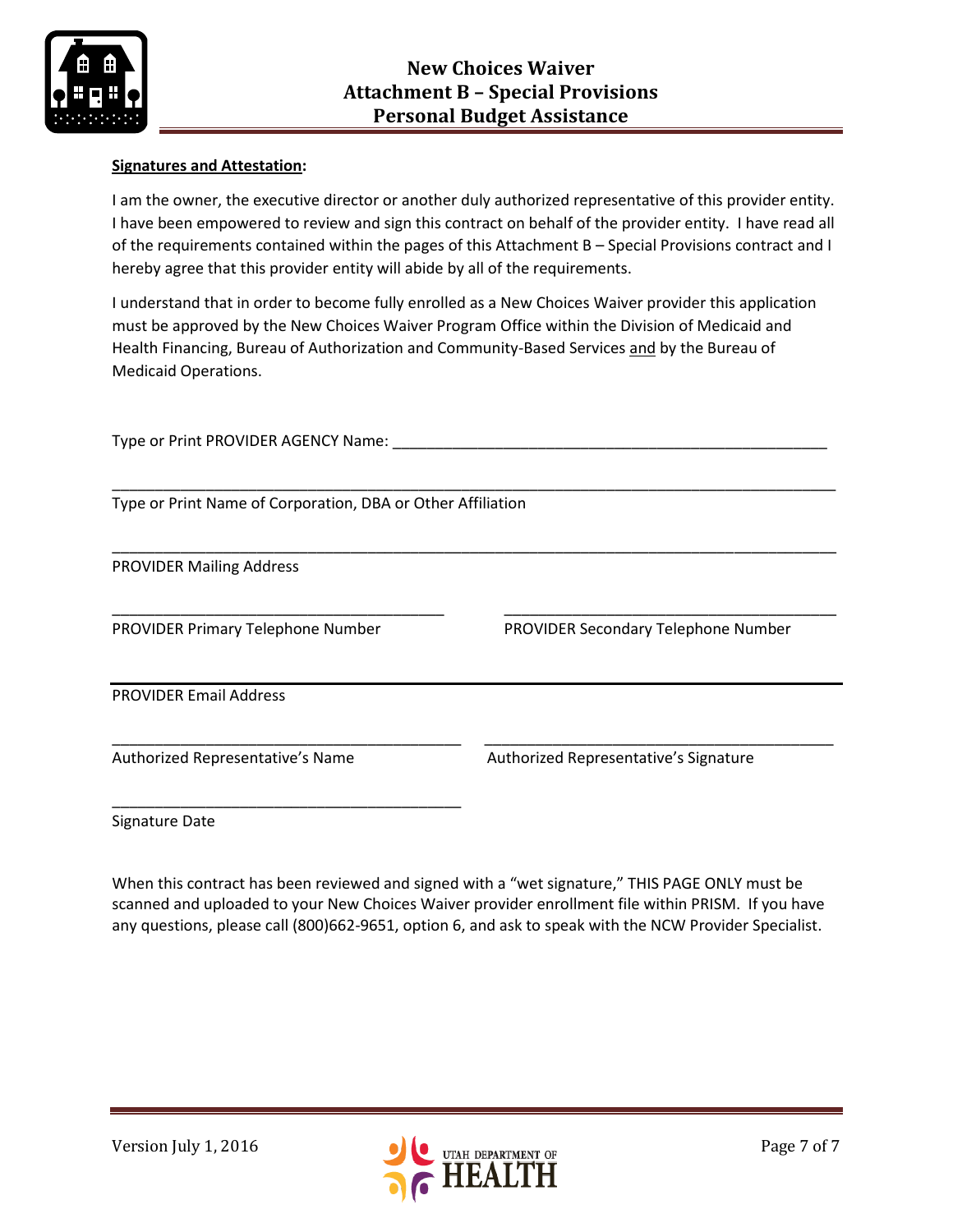**Signatures and Attestation:**

I am the owner, the executive director or another duly authorized representative of this provider entity. I have been empowered to review and sign this contract on behalf of the provider entity. I have read all of the requirements contained within the pages of this Attachment B – Special Provisions contract and I hereby agree that this provider entity will abide by all of the requirements.

I understand that in order to become fully enrolled as a New Choices Waiver provider this application must be approved by the New Choices Waiver Program Office within the Division of Medicaid and Health Financing, Bureau of Authorization and Community-Based Services <u>and</u> by the Bureau of Medicaid Operations.

Type or Print PROVIDER AGENCY Name: ____________________________________________________

___________________________________________________________________________________

Type or Print Name of Corporation, DBA or Other Affiliation

___________________________________________________________________________________

PROVIDER Mailing Address

_______________________________________ _______________________________________

PROVIDER Primary Telephone Number PROVIDER Secondary Telephone Number

___________________________________________________________________________________

PROVIDER Email Address

_________________________________________ _________________________________________

Authorized Representative's Name Authorized Representative's Signature

_________________________________________

Signature Date

When this contract has been reviewed and signed with a "wet signature," THIS PAGE ONLY must be scanned and uploaded to your New Choices Waiver provider enrollment file within PRISM. If you have any questions, please call (800)662-9651, option 6, and ask to speak with the NCW Provider Specialist.